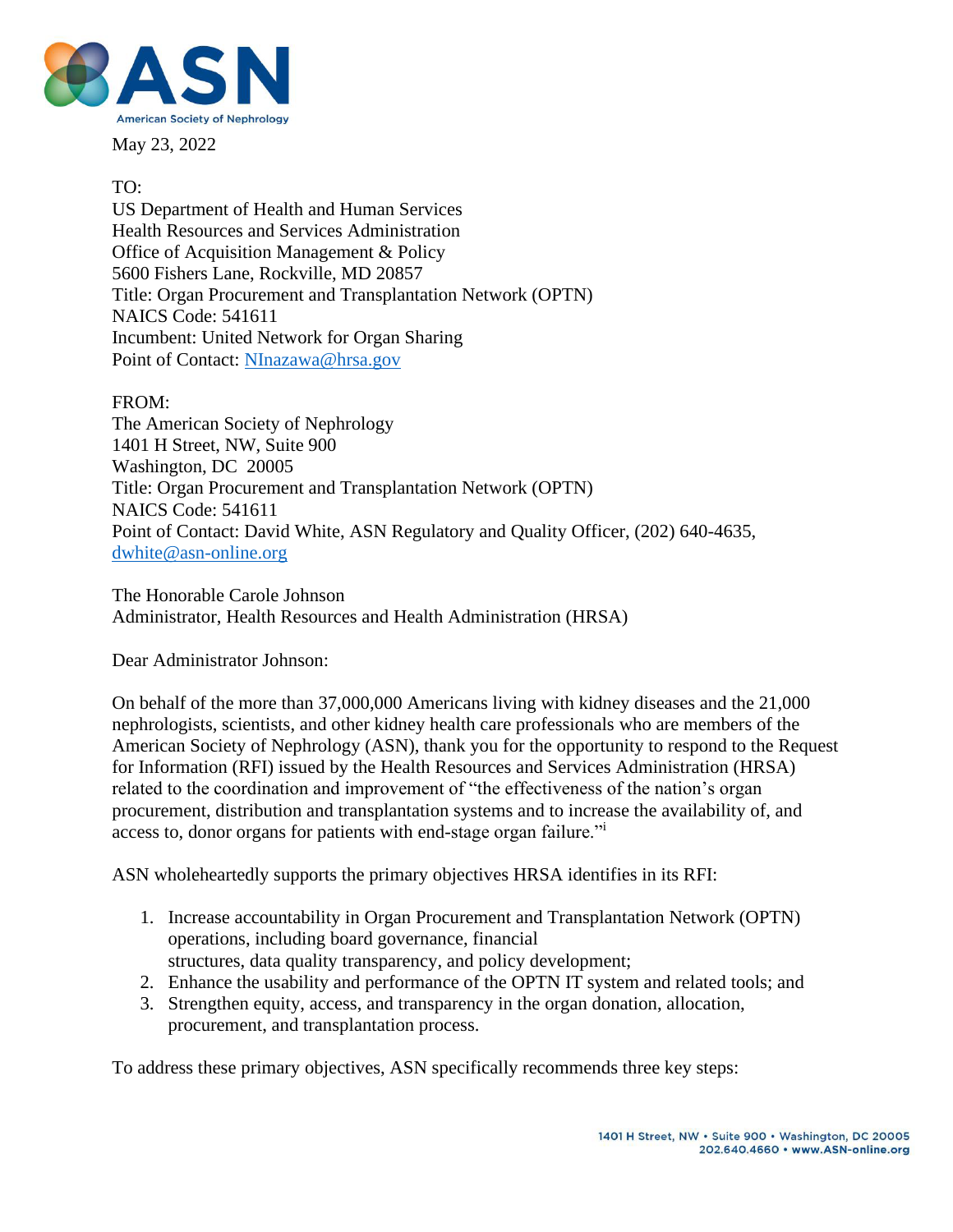May 23, 2022

TO:
US Department of Health and Human Services
Health Resources and Services Administration
Office of Acquisition Management & Policy
5600 Fishers Lane, Rockville, MD 20857
Title: Organ Procurement and Transplantation Network (OPTN)
NAICS Code: 541611
Incumbent: United Network for Organ Sharing
Point of Contact: NInazawa@hrsa.gov

FROM:
The American Society of Nephrology
1401 H Street, NW, Suite 900
Washington, DC 20005
Title: Organ Procurement and Transplantation Network (OPTN)
NAICS Code: 541611
Point of Contact: David White, ASN Regulatory and Quality Officer, (202) 640-4635, dwhite@asn-online.org

The Honorable Carole Johnson
Administrator, Health Resources and Health Administration (HRSA)

Dear Administrator Johnson:

On behalf of the more than 37,000,000 Americans living with kidney diseases and the 21,000 nephrologists, scientists, and other kidney health care professionals who are members of the American Society of Nephrology (ASN), thank you for the opportunity to respond to the Request for Information (RFI) issued by the Health Resources and Services Administration (HRSA) related to the coordination and improvement of "the effectiveness of the nation's organ procurement, distribution and transplantation systems and to increase the availability of, and access to, donor organs for patients with end-stage organ failure."[i]

ASN wholeheartedly supports the primary objectives HRSA identifies in its RFI:

1. Increase accountability in Organ Procurement and Transplantation Network (OPTN) operations, including board governance, financial structures, data quality transparency, and policy development;
2. Enhance the usability and performance of the OPTN IT system and related tools; and
3. Strengthen equity, access, and transparency in the organ donation, allocation, procurement, and transplantation process.

To address these primary objectives, ASN specifically recommends three key steps: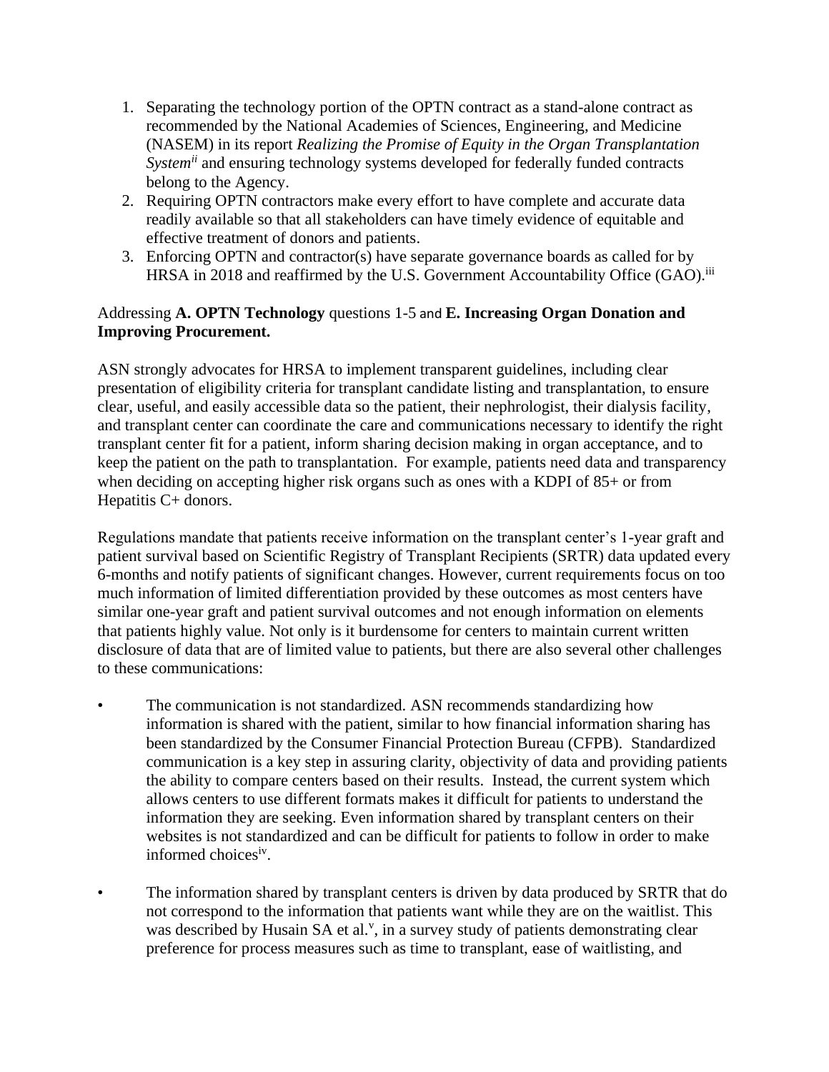1. Separating the technology portion of the OPTN contract as a stand-alone contract as recommended by the National Academies of Sciences, Engineering, and Medicine (NASEM) in its report *Realizing the Promise of Equity in the Organ Transplantation System*[ii] and ensuring technology systems developed for federally funded contracts belong to the Agency.
2. Requiring OPTN contractors make every effort to have complete and accurate data readily available so that all stakeholders can have timely evidence of equitable and effective treatment of donors and patients.
3. Enforcing OPTN and contractor(s) have separate governance boards as called for by HRSA in 2018 and reaffirmed by the U.S. Government Accountability Office (GAO).[iii]

Addressing **A. OPTN Technology** questions 1-5 and **E. Increasing Organ Donation and Improving Procurement.**

ASN strongly advocates for HRSA to implement transparent guidelines, including clear presentation of eligibility criteria for transplant candidate listing and transplantation, to ensure clear, useful, and easily accessible data so the patient, their nephrologist, their dialysis facility, and transplant center can coordinate the care and communications necessary to identify the right transplant center fit for a patient, inform sharing decision making in organ acceptance, and to keep the patient on the path to transplantation. For example, patients need data and transparency when deciding on accepting higher risk organs such as ones with a KDPI of 85+ or from Hepatitis C+ donors.

Regulations mandate that patients receive information on the transplant center's 1-year graft and patient survival based on Scientific Registry of Transplant Recipients (SRTR) data updated every 6-months and notify patients of significant changes. However, current requirements focus on too much information of limited differentiation provided by these outcomes as most centers have similar one-year graft and patient survival outcomes and not enough information on elements that patients highly value. Not only is it burdensome for centers to maintain current written disclosure of data that are of limited value to patients, but there are also several other challenges to these communications:

- The communication is not standardized. ASN recommends standardizing how information is shared with the patient, similar to how financial information sharing has been standardized by the Consumer Financial Protection Bureau (CFPB). Standardized communication is a key step in assuring clarity, objectivity of data and providing patients the ability to compare centers based on their results. Instead, the current system which allows centers to use different formats makes it difficult for patients to understand the information they are seeking. Even information shared by transplant centers on their websites is not standardized and can be difficult for patients to follow in order to make informed choices[iv].

- The information shared by transplant centers is driven by data produced by SRTR that do not correspond to the information that patients want while they are on the waitlist. This was described by Husain SA et al.[v], in a survey study of patients demonstrating clear preference for process measures such as time to transplant, ease of waitlisting, and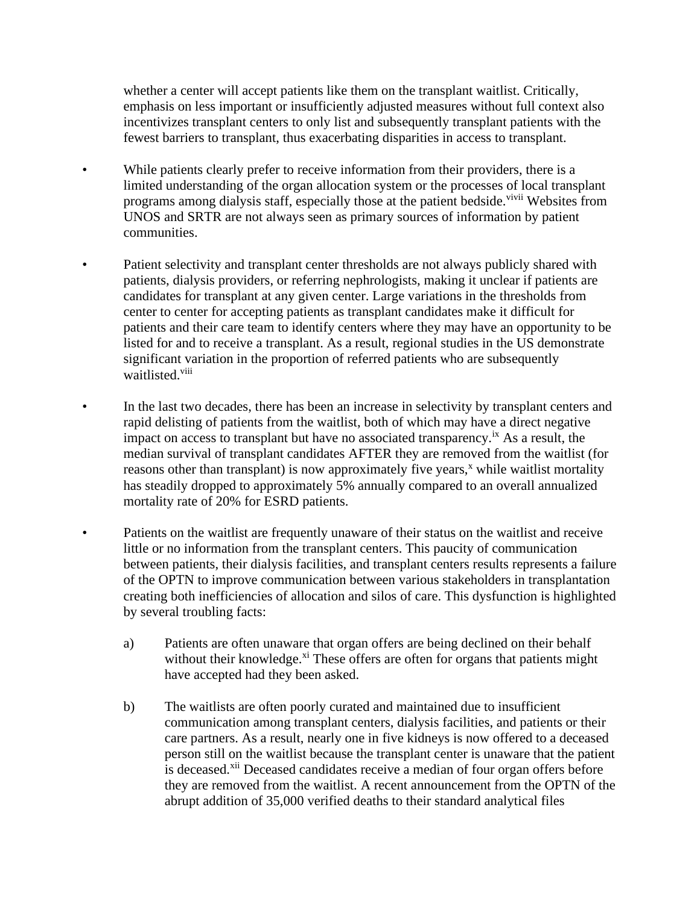whether a center will accept patients like them on the transplant waitlist. Critically, emphasis on less important or insufficiently adjusted measures without full context also incentivizes transplant centers to only list and subsequently transplant patients with the fewest barriers to transplant, thus exacerbating disparities in access to transplant.

- While patients clearly prefer to receive information from their providers, there is a limited understanding of the organ allocation system or the processes of local transplant programs among dialysis staff, especially those at the patient bedside.[vi][vii] Websites from UNOS and SRTR are not always seen as primary sources of information by patient communities.

- Patient selectivity and transplant center thresholds are not always publicly shared with patients, dialysis providers, or referring nephrologists, making it unclear if patients are candidates for transplant at any given center. Large variations in the thresholds from center to center for accepting patients as transplant candidates make it difficult for patients and their care team to identify centers where they may have an opportunity to be listed for and to receive a transplant. As a result, regional studies in the US demonstrate significant variation in the proportion of referred patients who are subsequently waitlisted.[viii]

- In the last two decades, there has been an increase in selectivity by transplant centers and rapid delisting of patients from the waitlist, both of which may have a direct negative impact on access to transplant but have no associated transparency.[ix] As a result, the median survival of transplant candidates AFTER they are removed from the waitlist (for reasons other than transplant) is now approximately five years,[x] while waitlist mortality has steadily dropped to approximately 5% annually compared to an overall annualized mortality rate of 20% for ESRD patients.

- Patients on the waitlist are frequently unaware of their status on the waitlist and receive little or no information from the transplant centers. This paucity of communication between patients, their dialysis facilities, and transplant centers results represents a failure of the OPTN to improve communication between various stakeholders in transplantation creating both inefficiencies of allocation and silos of care. This dysfunction is highlighted by several troubling facts:

  a) Patients are often unaware that organ offers are being declined on their behalf without their knowledge.[xi] These offers are often for organs that patients might have accepted had they been asked.

  b) The waitlists are often poorly curated and maintained due to insufficient communication among transplant centers, dialysis facilities, and patients or their care partners. As a result, nearly one in five kidneys is now offered to a deceased person still on the waitlist because the transplant center is unaware that the patient is deceased.[xii] Deceased candidates receive a median of four organ offers before they are removed from the waitlist. A recent announcement from the OPTN of the abrupt addition of 35,000 verified deaths to their standard analytical files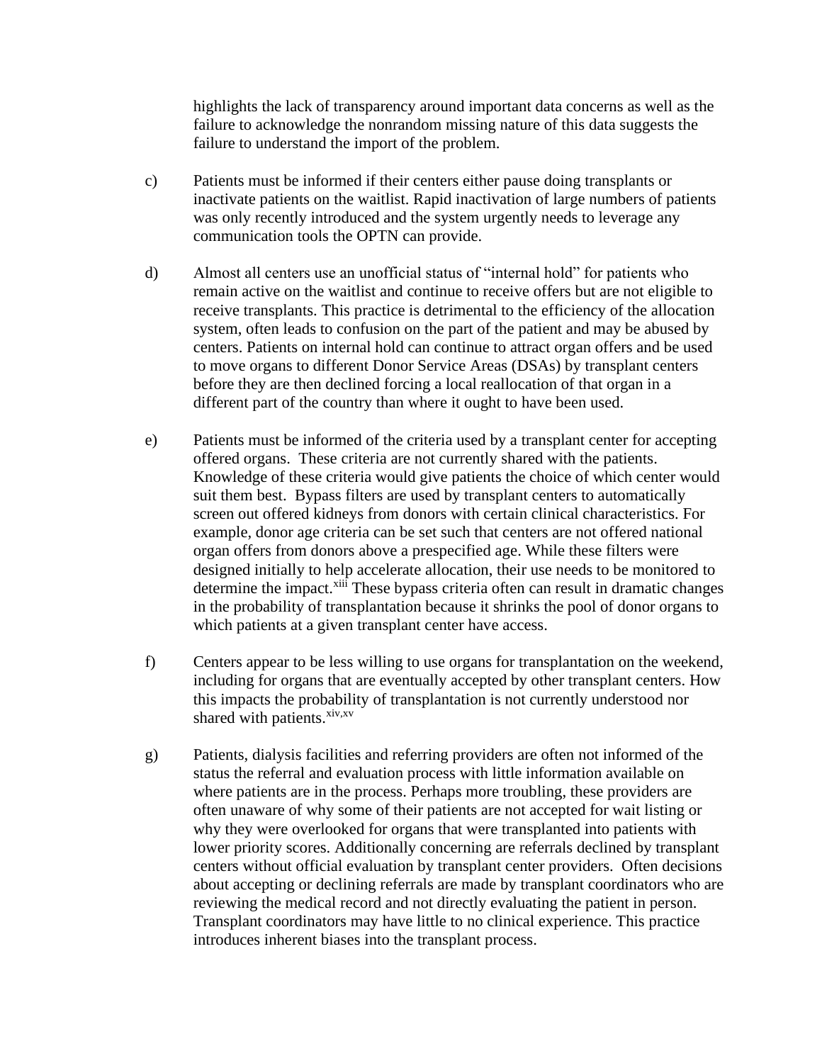highlights the lack of transparency around important data concerns as well as the failure to acknowledge the nonrandom missing nature of this data suggests the failure to understand the import of the problem.

c) Patients must be informed if their centers either pause doing transplants or inactivate patients on the waitlist. Rapid inactivation of large numbers of patients was only recently introduced and the system urgently needs to leverage any communication tools the OPTN can provide.

d) Almost all centers use an unofficial status of "internal hold" for patients who remain active on the waitlist and continue to receive offers but are not eligible to receive transplants. This practice is detrimental to the efficiency of the allocation system, often leads to confusion on the part of the patient and may be abused by centers. Patients on internal hold can continue to attract organ offers and be used to move organs to different Donor Service Areas (DSAs) by transplant centers before they are then declined forcing a local reallocation of that organ in a different part of the country than where it ought to have been used.

e) Patients must be informed of the criteria used by a transplant center for accepting offered organs. These criteria are not currently shared with the patients. Knowledge of these criteria would give patients the choice of which center would suit them best. Bypass filters are used by transplant centers to automatically screen out offered kidneys from donors with certain clinical characteristics. For example, donor age criteria can be set such that centers are not offered national organ offers from donors above a prespecified age. While these filters were designed initially to help accelerate allocation, their use needs to be monitored to determine the impact.[xiii] These bypass criteria often can result in dramatic changes in the probability of transplantation because it shrinks the pool of donor organs to which patients at a given transplant center have access.

f) Centers appear to be less willing to use organs for transplantation on the weekend, including for organs that are eventually accepted by other transplant centers. How this impacts the probability of transplantation is not currently understood nor shared with patients.[xiv,xv]

g) Patients, dialysis facilities and referring providers are often not informed of the status the referral and evaluation process with little information available on where patients are in the process. Perhaps more troubling, these providers are often unaware of why some of their patients are not accepted for wait listing or why they were overlooked for organs that were transplanted into patients with lower priority scores. Additionally concerning are referrals declined by transplant centers without official evaluation by transplant center providers. Often decisions about accepting or declining referrals are made by transplant coordinators who are reviewing the medical record and not directly evaluating the patient in person. Transplant coordinators may have little to no clinical experience. This practice introduces inherent biases into the transplant process.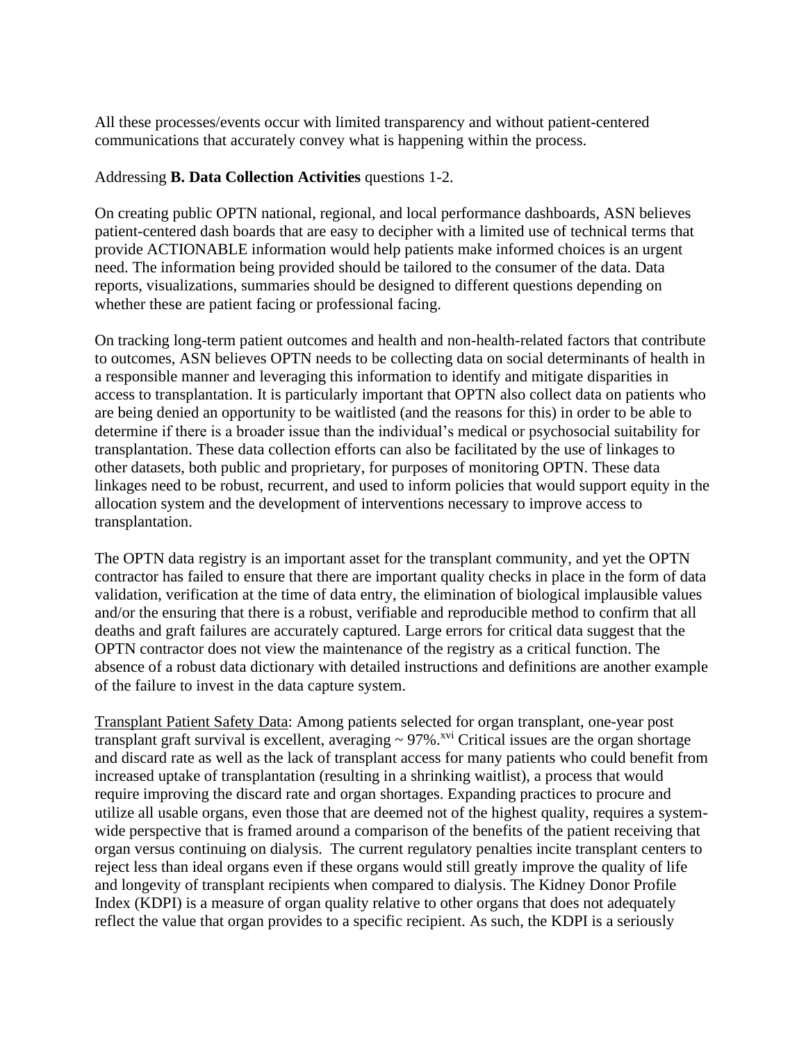All these processes/events occur with limited transparency and without patient-centered communications that accurately convey what is happening within the process.

Addressing **B. Data Collection Activities** questions 1-2.

On creating public OPTN national, regional, and local performance dashboards, ASN believes patient-centered dash boards that are easy to decipher with a limited use of technical terms that provide ACTIONABLE information would help patients make informed choices is an urgent need. The information being provided should be tailored to the consumer of the data. Data reports, visualizations, summaries should be designed to different questions depending on whether these are patient facing or professional facing.

On tracking long-term patient outcomes and health and non-health-related factors that contribute to outcomes, ASN believes OPTN needs to be collecting data on social determinants of health in a responsible manner and leveraging this information to identify and mitigate disparities in access to transplantation. It is particularly important that OPTN also collect data on patients who are being denied an opportunity to be waitlisted (and the reasons for this) in order to be able to determine if there is a broader issue than the individual's medical or psychosocial suitability for transplantation. These data collection efforts can also be facilitated by the use of linkages to other datasets, both public and proprietary, for purposes of monitoring OPTN. These data linkages need to be robust, recurrent, and used to inform policies that would support equity in the allocation system and the development of interventions necessary to improve access to transplantation.

The OPTN data registry is an important asset for the transplant community, and yet the OPTN contractor has failed to ensure that there are important quality checks in place in the form of data validation, verification at the time of data entry, the elimination of biological implausible values and/or the ensuring that there is a robust, verifiable and reproducible method to confirm that all deaths and graft failures are accurately captured. Large errors for critical data suggest that the OPTN contractor does not view the maintenance of the registry as a critical function. The absence of a robust data dictionary with detailed instructions and definitions are another example of the failure to invest in the data capture system.

Transplant Patient Safety Data: Among patients selected for organ transplant, one-year post transplant graft survival is excellent, averaging ~ 97%.[xvi] Critical issues are the organ shortage and discard rate as well as the lack of transplant access for many patients who could benefit from increased uptake of transplantation (resulting in a shrinking waitlist), a process that would require improving the discard rate and organ shortages. Expanding practices to procure and utilize all usable organs, even those that are deemed not of the highest quality, requires a system-wide perspective that is framed around a comparison of the benefits of the patient receiving that organ versus continuing on dialysis. The current regulatory penalties incite transplant centers to reject less than ideal organs even if these organs would still greatly improve the quality of life and longevity of transplant recipients when compared to dialysis. The Kidney Donor Profile Index (KDPI) is a measure of organ quality relative to other organs that does not adequately reflect the value that organ provides to a specific recipient. As such, the KDPI is a seriously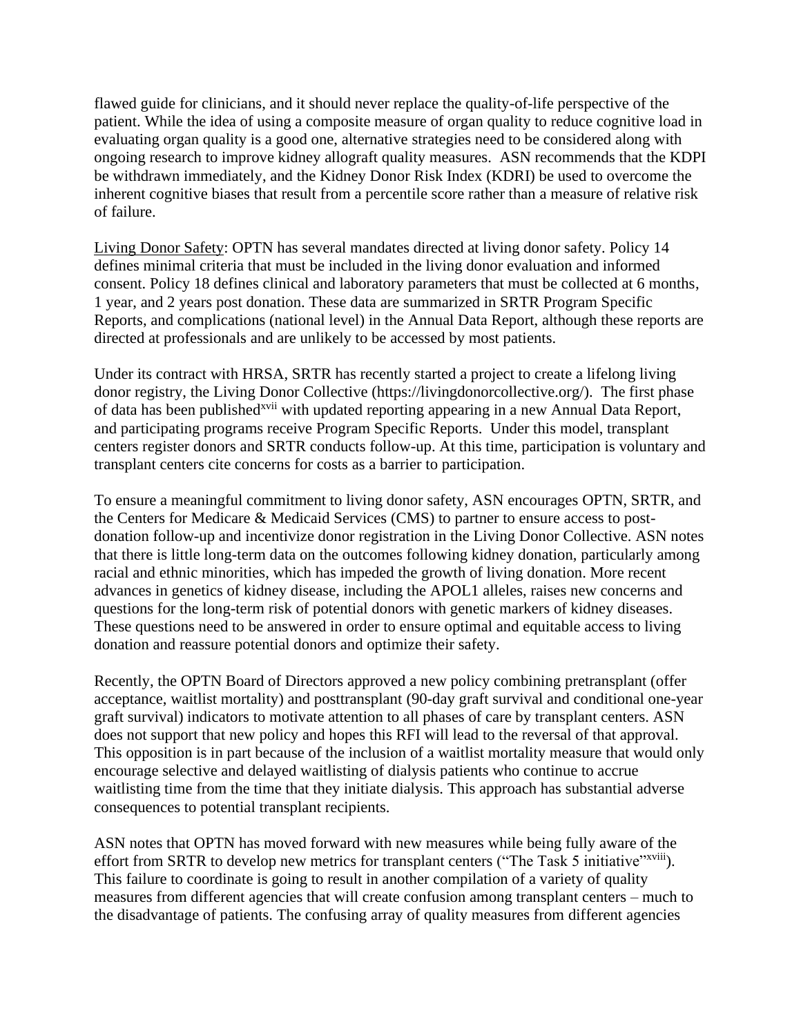flawed guide for clinicians, and it should never replace the quality-of-life perspective of the patient. While the idea of using a composite measure of organ quality to reduce cognitive load in evaluating organ quality is a good one, alternative strategies need to be considered along with ongoing research to improve kidney allograft quality measures. ASN recommends that the KDPI be withdrawn immediately, and the Kidney Donor Risk Index (KDRI) be used to overcome the inherent cognitive biases that result from a percentile score rather than a measure of relative risk of failure.

Living Donor Safety: OPTN has several mandates directed at living donor safety. Policy 14 defines minimal criteria that must be included in the living donor evaluation and informed consent. Policy 18 defines clinical and laboratory parameters that must be collected at 6 months, 1 year, and 2 years post donation. These data are summarized in SRTR Program Specific Reports, and complications (national level) in the Annual Data Report, although these reports are directed at professionals and are unlikely to be accessed by most patients.

Under its contract with HRSA, SRTR has recently started a project to create a lifelong living donor registry, the Living Donor Collective (https://livingdonorcollective.org/). The first phase of data has been published[xvii] with updated reporting appearing in a new Annual Data Report, and participating programs receive Program Specific Reports. Under this model, transplant centers register donors and SRTR conducts follow-up. At this time, participation is voluntary and transplant centers cite concerns for costs as a barrier to participation.

To ensure a meaningful commitment to living donor safety, ASN encourages OPTN, SRTR, and the Centers for Medicare & Medicaid Services (CMS) to partner to ensure access to post-donation follow-up and incentivize donor registration in the Living Donor Collective. ASN notes that there is little long-term data on the outcomes following kidney donation, particularly among racial and ethnic minorities, which has impeded the growth of living donation. More recent advances in genetics of kidney disease, including the APOL1 alleles, raises new concerns and questions for the long-term risk of potential donors with genetic markers of kidney diseases. These questions need to be answered in order to ensure optimal and equitable access to living donation and reassure potential donors and optimize their safety.

Recently, the OPTN Board of Directors approved a new policy combining pretransplant (offer acceptance, waitlist mortality) and posttransplant (90-day graft survival and conditional one-year graft survival) indicators to motivate attention to all phases of care by transplant centers. ASN does not support that new policy and hopes this RFI will lead to the reversal of that approval. This opposition is in part because of the inclusion of a waitlist mortality measure that would only encourage selective and delayed waitlisting of dialysis patients who continue to accrue waitlisting time from the time that they initiate dialysis. This approach has substantial adverse consequences to potential transplant recipients.

ASN notes that OPTN has moved forward with new measures while being fully aware of the effort from SRTR to develop new metrics for transplant centers ("The Task 5 initiative"[xviii]). This failure to coordinate is going to result in another compilation of a variety of quality measures from different agencies that will create confusion among transplant centers – much to the disadvantage of patients. The confusing array of quality measures from different agencies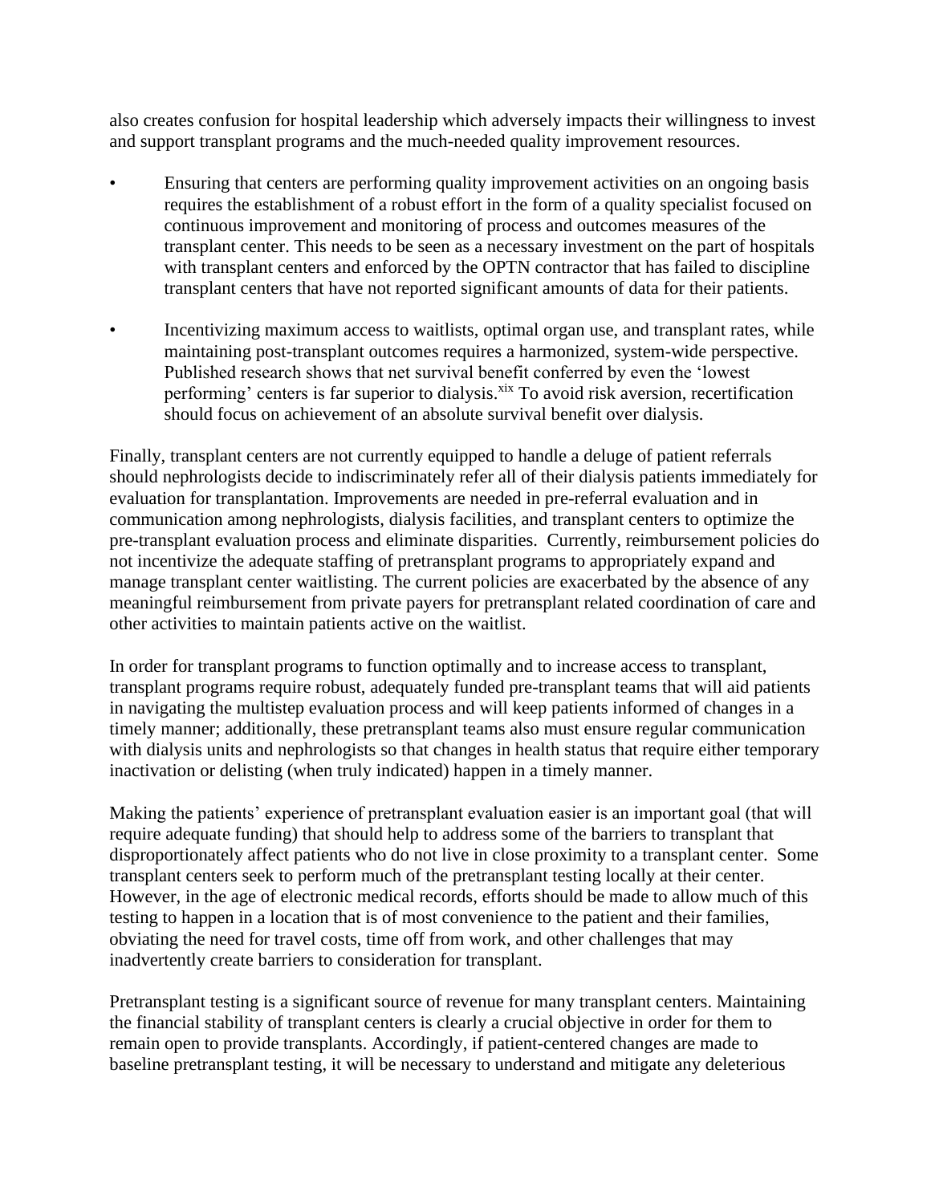also creates confusion for hospital leadership which adversely impacts their willingness to invest and support transplant programs and the much-needed quality improvement resources.

- Ensuring that centers are performing quality improvement activities on an ongoing basis requires the establishment of a robust effort in the form of a quality specialist focused on continuous improvement and monitoring of process and outcomes measures of the transplant center. This needs to be seen as a necessary investment on the part of hospitals with transplant centers and enforced by the OPTN contractor that has failed to discipline transplant centers that have not reported significant amounts of data for their patients.

- Incentivizing maximum access to waitlists, optimal organ use, and transplant rates, while maintaining post-transplant outcomes requires a harmonized, system-wide perspective. Published research shows that net survival benefit conferred by even the 'lowest performing' centers is far superior to dialysis.[xix] To avoid risk aversion, recertification should focus on achievement of an absolute survival benefit over dialysis.

Finally, transplant centers are not currently equipped to handle a deluge of patient referrals should nephrologists decide to indiscriminately refer all of their dialysis patients immediately for evaluation for transplantation. Improvements are needed in pre-referral evaluation and in communication among nephrologists, dialysis facilities, and transplant centers to optimize the pre-transplant evaluation process and eliminate disparities. Currently, reimbursement policies do not incentivize the adequate staffing of pretransplant programs to appropriately expand and manage transplant center waitlisting. The current policies are exacerbated by the absence of any meaningful reimbursement from private payers for pretransplant related coordination of care and other activities to maintain patients active on the waitlist.

In order for transplant programs to function optimally and to increase access to transplant, transplant programs require robust, adequately funded pre-transplant teams that will aid patients in navigating the multistep evaluation process and will keep patients informed of changes in a timely manner; additionally, these pretransplant teams also must ensure regular communication with dialysis units and nephrologists so that changes in health status that require either temporary inactivation or delisting (when truly indicated) happen in a timely manner.

Making the patients' experience of pretransplant evaluation easier is an important goal (that will require adequate funding) that should help to address some of the barriers to transplant that disproportionately affect patients who do not live in close proximity to a transplant center. Some transplant centers seek to perform much of the pretransplant testing locally at their center. However, in the age of electronic medical records, efforts should be made to allow much of this testing to happen in a location that is of most convenience to the patient and their families, obviating the need for travel costs, time off from work, and other challenges that may inadvertently create barriers to consideration for transplant.

Pretransplant testing is a significant source of revenue for many transplant centers. Maintaining the financial stability of transplant centers is clearly a crucial objective in order for them to remain open to provide transplants. Accordingly, if patient-centered changes are made to baseline pretransplant testing, it will be necessary to understand and mitigate any deleterious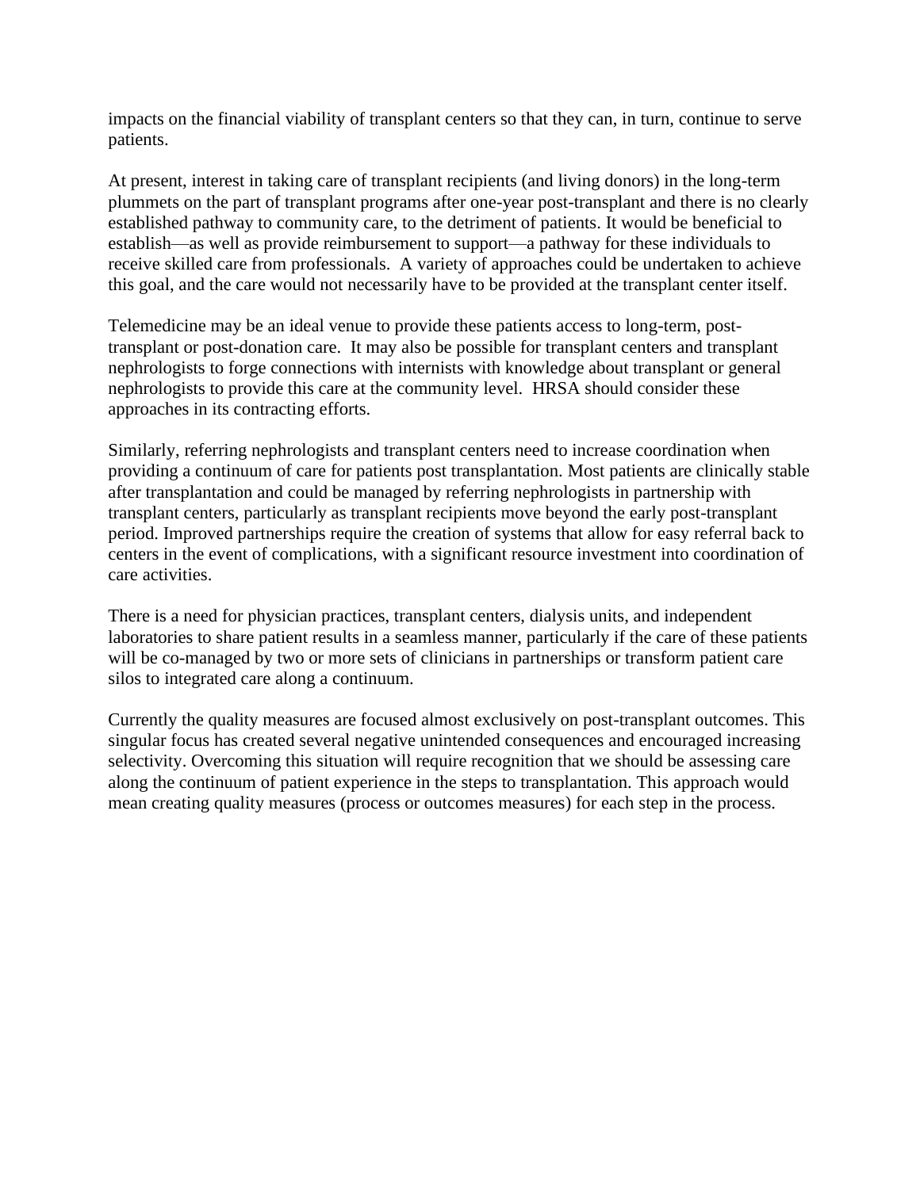impacts on the financial viability of transplant centers so that they can, in turn, continue to serve patients.

At present, interest in taking care of transplant recipients (and living donors) in the long-term plummets on the part of transplant programs after one-year post-transplant and there is no clearly established pathway to community care, to the detriment of patients. It would be beneficial to establish—as well as provide reimbursement to support—a pathway for these individuals to receive skilled care from professionals. A variety of approaches could be undertaken to achieve this goal, and the care would not necessarily have to be provided at the transplant center itself.

Telemedicine may be an ideal venue to provide these patients access to long-term, post-transplant or post-donation care. It may also be possible for transplant centers and transplant nephrologists to forge connections with internists with knowledge about transplant or general nephrologists to provide this care at the community level. HRSA should consider these approaches in its contracting efforts.

Similarly, referring nephrologists and transplant centers need to increase coordination when providing a continuum of care for patients post transplantation. Most patients are clinically stable after transplantation and could be managed by referring nephrologists in partnership with transplant centers, particularly as transplant recipients move beyond the early post-transplant period. Improved partnerships require the creation of systems that allow for easy referral back to centers in the event of complications, with a significant resource investment into coordination of care activities.

There is a need for physician practices, transplant centers, dialysis units, and independent laboratories to share patient results in a seamless manner, particularly if the care of these patients will be co-managed by two or more sets of clinicians in partnerships or transform patient care silos to integrated care along a continuum.

Currently the quality measures are focused almost exclusively on post-transplant outcomes. This singular focus has created several negative unintended consequences and encouraged increasing selectivity. Overcoming this situation will require recognition that we should be assessing care along the continuum of patient experience in the steps to transplantation. This approach would mean creating quality measures (process or outcomes measures) for each step in the process.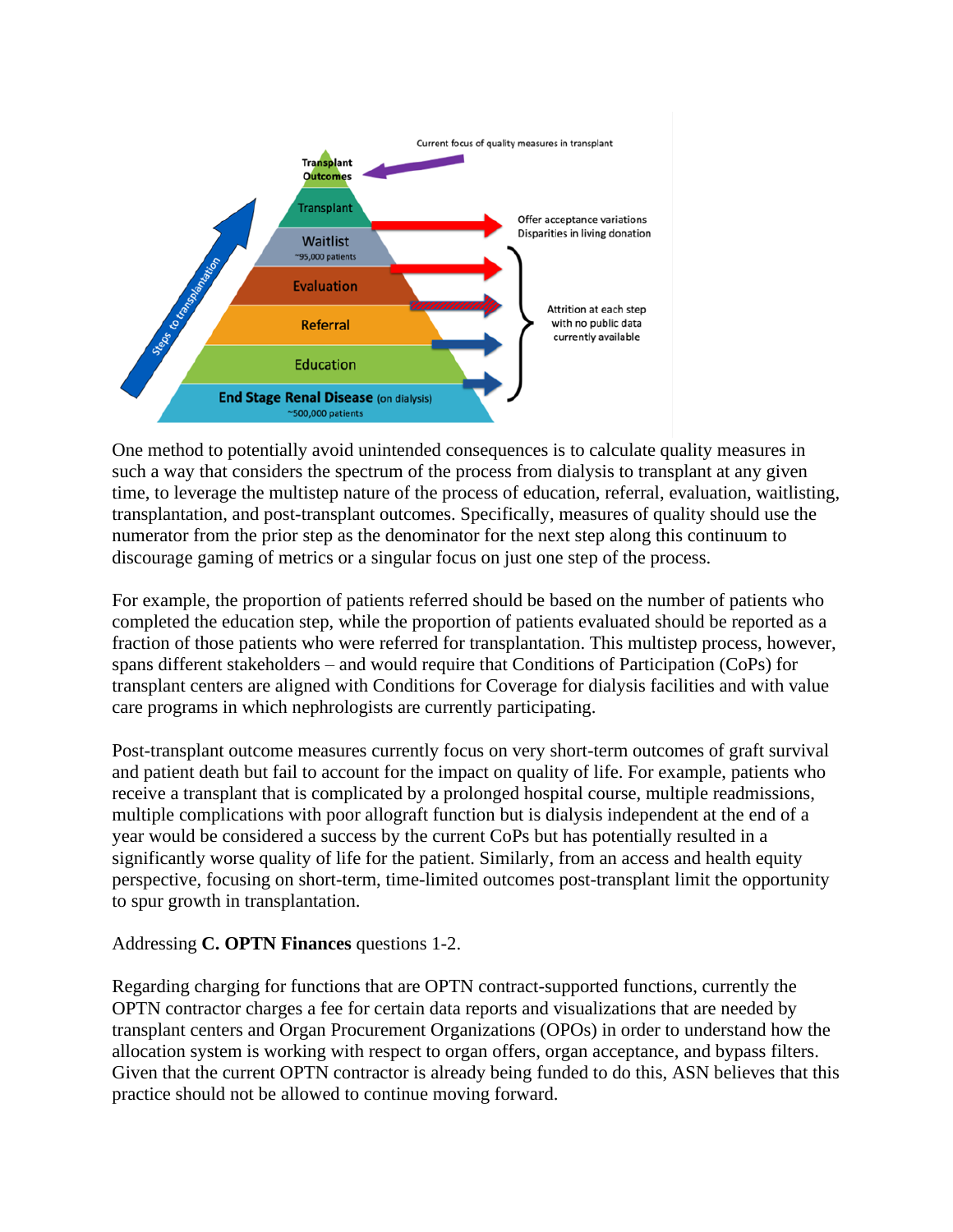One method to potentially avoid unintended consequences is to calculate quality measures in such a way that considers the spectrum of the process from dialysis to transplant at any given time, to leverage the multistep nature of the process of education, referral, evaluation, waitlisting, transplantation, and post-transplant outcomes. Specifically, measures of quality should use the numerator from the prior step as the denominator for the next step along this continuum to discourage gaming of metrics or a singular focus on just one step of the process.

For example, the proportion of patients referred should be based on the number of patients who completed the education step, while the proportion of patients evaluated should be reported as a fraction of those patients who were referred for transplantation. This multistep process, however, spans different stakeholders – and would require that Conditions of Participation (CoPs) for transplant centers are aligned with Conditions for Coverage for dialysis facilities and with value care programs in which nephrologists are currently participating.

Post-transplant outcome measures currently focus on very short-term outcomes of graft survival and patient death but fail to account for the impact on quality of life. For example, patients who receive a transplant that is complicated by a prolonged hospital course, multiple readmissions, multiple complications with poor allograft function but is dialysis independent at the end of a year would be considered a success by the current CoPs but has potentially resulted in a significantly worse quality of life for the patient. Similarly, from an access and health equity perspective, focusing on short-term, time-limited outcomes post-transplant limit the opportunity to spur growth in transplantation.

Addressing **C. OPTN Finances** questions 1-2.

Regarding charging for functions that are OPTN contract-supported functions, currently the OPTN contractor charges a fee for certain data reports and visualizations that are needed by transplant centers and Organ Procurement Organizations (OPOs) in order to understand how the allocation system is working with respect to organ offers, organ acceptance, and bypass filters. Given that the current OPTN contractor is already being funded to do this, ASN believes that this practice should not be allowed to continue moving forward.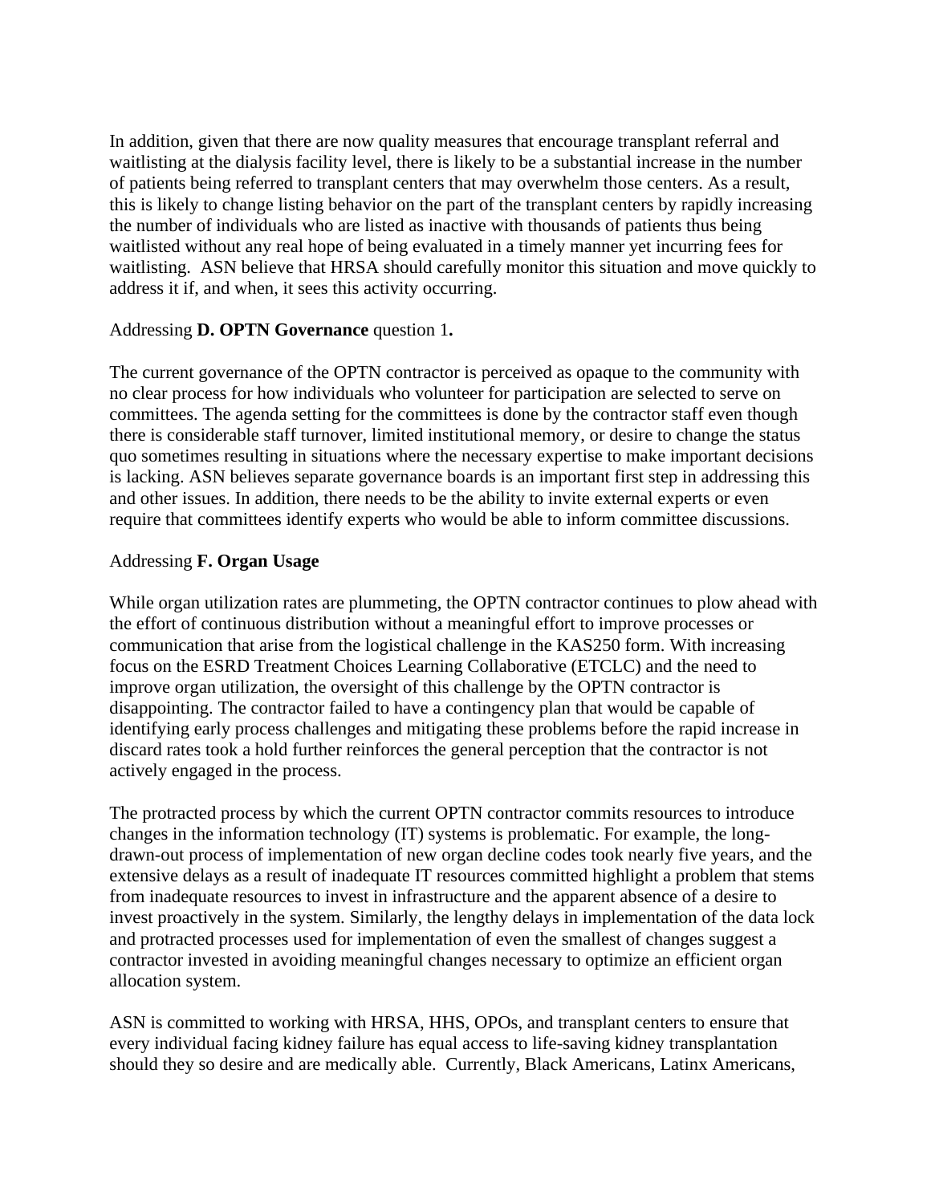In addition, given that there are now quality measures that encourage transplant referral and waitlisting at the dialysis facility level, there is likely to be a substantial increase in the number of patients being referred to transplant centers that may overwhelm those centers. As a result, this is likely to change listing behavior on the part of the transplant centers by rapidly increasing the number of individuals who are listed as inactive with thousands of patients thus being waitlisted without any real hope of being evaluated in a timely manner yet incurring fees for waitlisting.  ASN believe that HRSA should carefully monitor this situation and move quickly to address it if, and when, it sees this activity occurring.

Addressing **D. OPTN Governance** question 1**.**

The current governance of the OPTN contractor is perceived as opaque to the community with no clear process for how individuals who volunteer for participation are selected to serve on committees. The agenda setting for the committees is done by the contractor staff even though there is considerable staff turnover, limited institutional memory, or desire to change the status quo sometimes resulting in situations where the necessary expertise to make important decisions is lacking. ASN believes separate governance boards is an important first step in addressing this and other issues. In addition, there needs to be the ability to invite external experts or even require that committees identify experts who would be able to inform committee discussions.

Addressing **F. Organ Usage**

While organ utilization rates are plummeting, the OPTN contractor continues to plow ahead with the effort of continuous distribution without a meaningful effort to improve processes or communication that arise from the logistical challenge in the KAS250 form. With increasing focus on the ESRD Treatment Choices Learning Collaborative (ETCLC) and the need to improve organ utilization, the oversight of this challenge by the OPTN contractor is disappointing. The contractor failed to have a contingency plan that would be capable of identifying early process challenges and mitigating these problems before the rapid increase in discard rates took a hold further reinforces the general perception that the contractor is not actively engaged in the process.

The protracted process by which the current OPTN contractor commits resources to introduce changes in the information technology (IT) systems is problematic. For example, the long-drawn-out process of implementation of new organ decline codes took nearly five years, and the extensive delays as a result of inadequate IT resources committed highlight a problem that stems from inadequate resources to invest in infrastructure and the apparent absence of a desire to invest proactively in the system. Similarly, the lengthy delays in implementation of the data lock and protracted processes used for implementation of even the smallest of changes suggest a contractor invested in avoiding meaningful changes necessary to optimize an efficient organ allocation system.

ASN is committed to working with HRSA, HHS, OPOs, and transplant centers to ensure that every individual facing kidney failure has equal access to life-saving kidney transplantation should they so desire and are medically able.  Currently, Black Americans, Latinx Americans,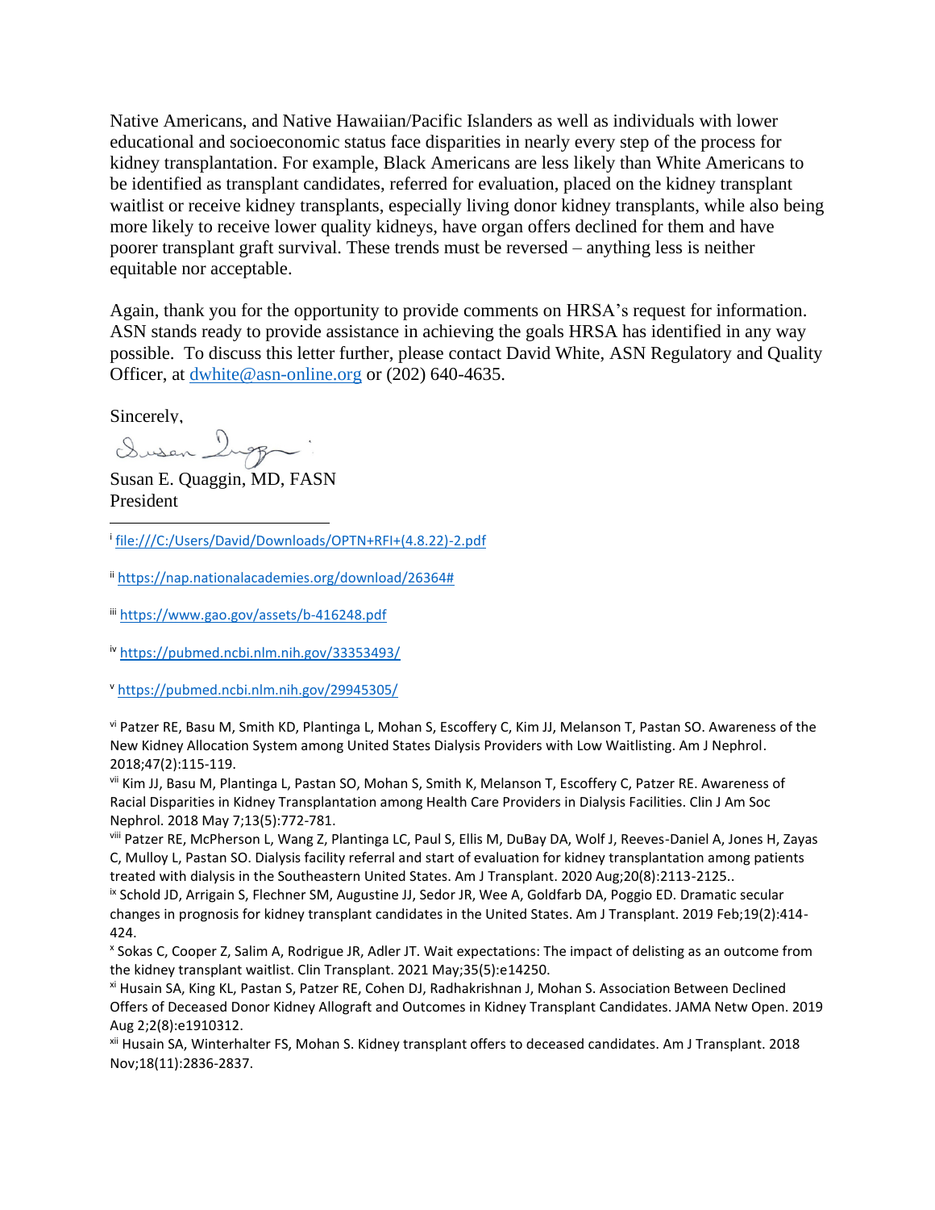Native Americans, and Native Hawaiian/Pacific Islanders as well as individuals with lower educational and socioeconomic status face disparities in nearly every step of the process for kidney transplantation. For example, Black Americans are less likely than White Americans to be identified as transplant candidates, referred for evaluation, placed on the kidney transplant waitlist or receive kidney transplants, especially living donor kidney transplants, while also being more likely to receive lower quality kidneys, have organ offers declined for them and have poorer transplant graft survival. These trends must be reversed – anything less is neither equitable nor acceptable.

Again, thank you for the opportunity to provide comments on HRSA's request for information. ASN stands ready to provide assistance in achieving the goals HRSA has identified in any way possible. To discuss this letter further, please contact David White, ASN Regulatory and Quality Officer, at dwhite@asn-online.org or (202) 640-4635.

Sincerely,

Susan E. Quaggin, MD, FASN
President

---

[i] file:///C:/Users/David/Downloads/OPTN+RFI+(4.8.22)-2.pdf

[ii] https://nap.nationalacademies.org/download/26364#

[iii] https://www.gao.gov/assets/b-416248.pdf

[iv] https://pubmed.ncbi.nlm.nih.gov/33353493/

[v] https://pubmed.ncbi.nlm.nih.gov/29945305/

[vi] Patzer RE, Basu M, Smith KD, Plantinga L, Mohan S, Escoffery C, Kim JJ, Melanson T, Pastan SO. Awareness of the New Kidney Allocation System among United States Dialysis Providers with Low Waitlisting. Am J Nephrol. 2018;47(2):115-119.

[vii] Kim JJ, Basu M, Plantinga L, Pastan SO, Mohan S, Smith K, Melanson T, Escoffery C, Patzer RE. Awareness of Racial Disparities in Kidney Transplantation among Health Care Providers in Dialysis Facilities. Clin J Am Soc Nephrol. 2018 May 7;13(5):772-781.

[viii] Patzer RE, McPherson L, Wang Z, Plantinga LC, Paul S, Ellis M, DuBay DA, Wolf J, Reeves-Daniel A, Jones H, Zayas C, Mulloy L, Pastan SO. Dialysis facility referral and start of evaluation for kidney transplantation among patients treated with dialysis in the Southeastern United States. Am J Transplant. 2020 Aug;20(8):2113-2125..

[ix] Schold JD, Arrigain S, Flechner SM, Augustine JJ, Sedor JR, Wee A, Goldfarb DA, Poggio ED. Dramatic secular changes in prognosis for kidney transplant candidates in the United States. Am J Transplant. 2019 Feb;19(2):414-424.

[x] Sokas C, Cooper Z, Salim A, Rodrigue JR, Adler JT. Wait expectations: The impact of delisting as an outcome from the kidney transplant waitlist. Clin Transplant. 2021 May;35(5):e14250.

[xi] Husain SA, King KL, Pastan S, Patzer RE, Cohen DJ, Radhakrishnan J, Mohan S. Association Between Declined Offers of Deceased Donor Kidney Allograft and Outcomes in Kidney Transplant Candidates. JAMA Netw Open. 2019 Aug 2;2(8):e1910312.

[xii] Husain SA, Winterhalter FS, Mohan S. Kidney transplant offers to deceased candidates. Am J Transplant. 2018 Nov;18(11):2836-2837.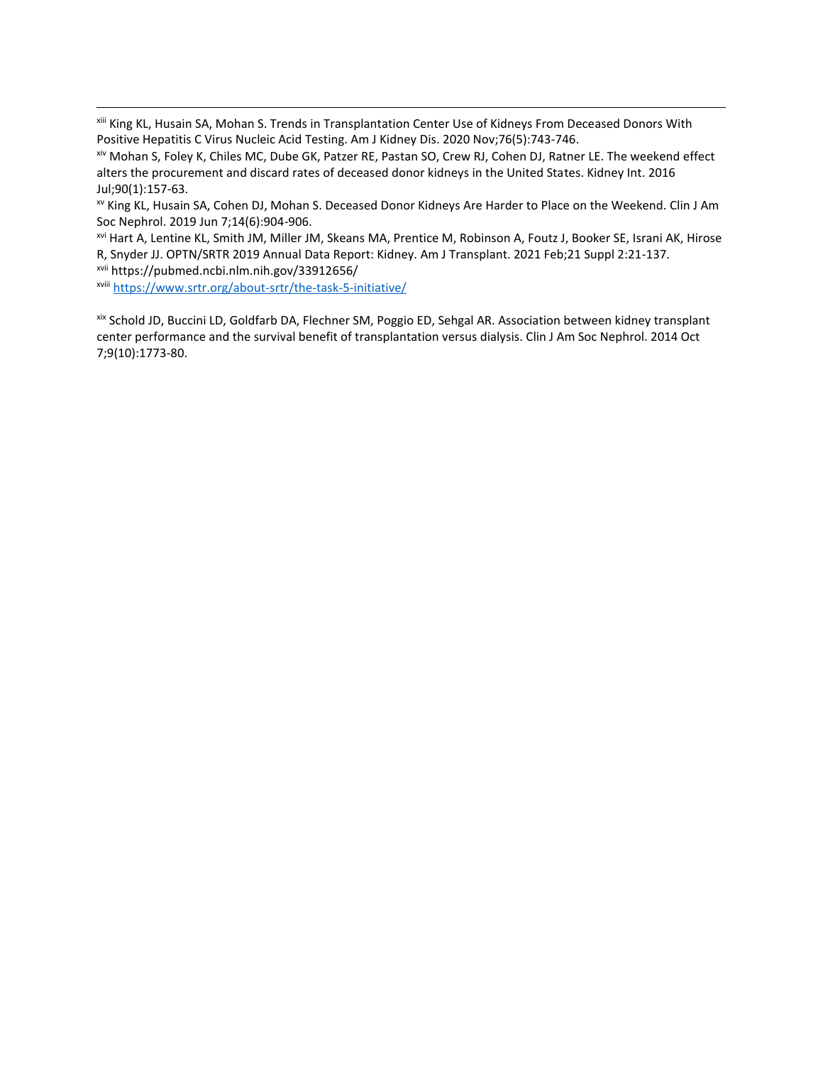[xiii] King KL, Husain SA, Mohan S. Trends in Transplantation Center Use of Kidneys From Deceased Donors With Positive Hepatitis C Virus Nucleic Acid Testing. Am J Kidney Dis. 2020 Nov;76(5):743-746.

[xiv] Mohan S, Foley K, Chiles MC, Dube GK, Patzer RE, Pastan SO, Crew RJ, Cohen DJ, Ratner LE. The weekend effect alters the procurement and discard rates of deceased donor kidneys in the United States. Kidney Int. 2016 Jul;90(1):157-63.

[xv] King KL, Husain SA, Cohen DJ, Mohan S. Deceased Donor Kidneys Are Harder to Place on the Weekend. Clin J Am Soc Nephrol. 2019 Jun 7;14(6):904-906.

[xvi] Hart A, Lentine KL, Smith JM, Miller JM, Skeans MA, Prentice M, Robinson A, Foutz J, Booker SE, Israni AK, Hirose R, Snyder JJ. OPTN/SRTR 2019 Annual Data Report: Kidney. Am J Transplant. 2021 Feb;21 Suppl 2:21-137.

[xvii] https://pubmed.ncbi.nlm.nih.gov/33912656/

[xviii] https://www.srtr.org/about-srtr/the-task-5-initiative/

[xix] Schold JD, Buccini LD, Goldfarb DA, Flechner SM, Poggio ED, Sehgal AR. Association between kidney transplant center performance and the survival benefit of transplantation versus dialysis. Clin J Am Soc Nephrol. 2014 Oct 7;9(10):1773-80.